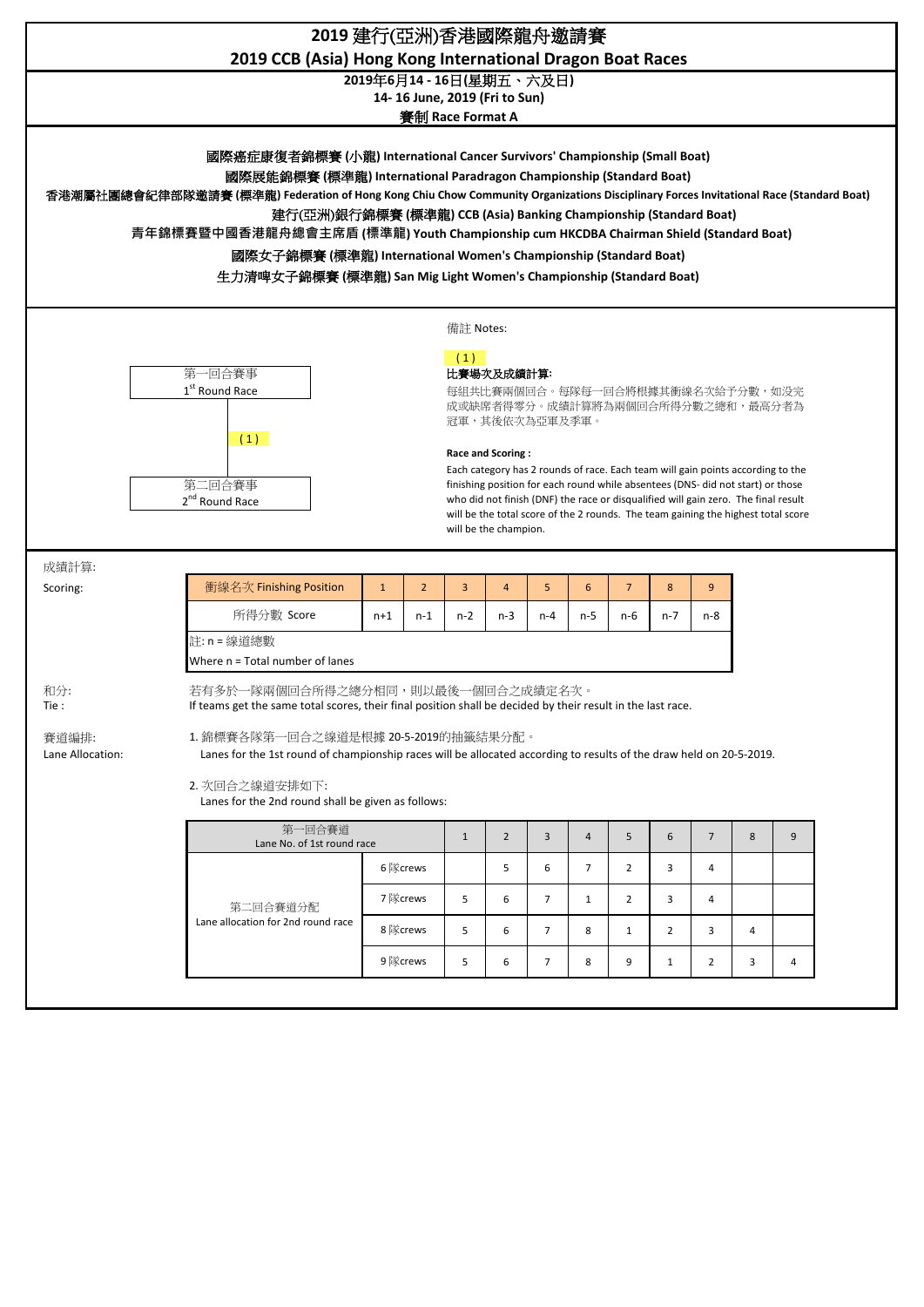# 2019 建行(亞洲)香港國際龍舟邀請賽

# 2019 CCB (Asia) Hong Kong International Dragon Boat Races

**2019年6月14 - 16日(星期五、六及日)**

**14- 16 June, 2019 (Fri to Sun)**

**賽制 Race Format A**

**國際癌症康復者錦標賽 (小龍) International Cancer Survivors' Championship (Small Boat)**

**國際展能錦標賽 (標準龍) International Paradragon Championship (Standard Boat)**

**香港潮屬社團總會紀律部隊邀請賽 (標準龍) Federation of Hong Kong Chiu Chow Community Organizations Disciplinary Forces Invitational Race (Standard Boat)**

**建行(亞洲)銀行錦標賽 (標準龍) CCB (Asia) Banking Championship (Standard Boat)**

**青年錦標賽暨中國香港龍舟總會主席盾 (標準龍) Youth Championship cum HKCDBA Chairman Shield (Standard Boat)**

**國際女子錦標賽 (標準龍) International Women's Championship (Standard Boat)**

**生力清啤女子錦標賽 (標準龍) San Mig Light Women's Championship (Standard Boat)**

第一回合賽事
1st Round Race

( 1 )

第二回合賽事
2nd Round Race

備註 Notes:

( 1 )

**比賽場次及成績計算:**

每組共比賽兩個回合。每隊每一回合將根據其衝線名次給予分數，如沒完成或缺席者得零分。成績計算將為兩個回合所得分數之總和，最高分者為冠軍，其後依次為亞軍及季軍。

**Race and Scoring :**

Each category has 2 rounds of race. Each team will gain points according to the finishing position for each round while absentees (DNS- did not start) or those who did not finish (DNF) the race or disqualified will gain zero. The final result will be the total score of the 2 rounds. The team gaining the highest total score will be the champion.

成績計算:
Scoring:

| 衝線名次 Finishing Position | 1 | 2 | 3 | 4 | 5 | 6 | 7 | 8 | 9 |
|---|---|---|---|---|---|---|---|---|---|
| 所得分數 Score | n+1 | n-1 | n-2 | n-3 | n-4 | n-5 | n-6 | n-7 | n-8 |

註: n = 線道總數
Where n = Total number of lanes

和分:
Tie :

若有多於一隊兩個回合所得之總分相同，則以最後一個回合之成績定名次。
If teams get the same total scores, their final position shall be decided by their result in the last race.

賽道編排:
Lane Allocation:

1. 錦標賽各隊第一回合之線道是根據 20-5-2019的抽籤結果分配。
   Lanes for the 1st round of championship races will be allocated according to results of the draw held on 20-5-2019.

2. 次回合之線道安排如下:
   Lanes for the 2nd round shall be given as follows:

| 第一回合賽道 Lane No. of 1st round race | | 1 | 2 | 3 | 4 | 5 | 6 | 7 | 8 | 9 |
|---|---|---|---|---|---|---|---|---|---|---|
| 第二回合賽道分配 Lane allocation for 2nd round race | 6 隊crews | | 5 | 6 | 7 | 2 | 3 | 4 | | |
| | 7 隊crews | 5 | 6 | 7 | 1 | 2 | 3 | 4 | | |
| | 8 隊crews | 5 | 6 | 7 | 8 | 1 | 2 | 3 | 4 | |
| | 9 隊crews | 5 | 6 | 7 | 8 | 9 | 1 | 2 | 3 | 4 |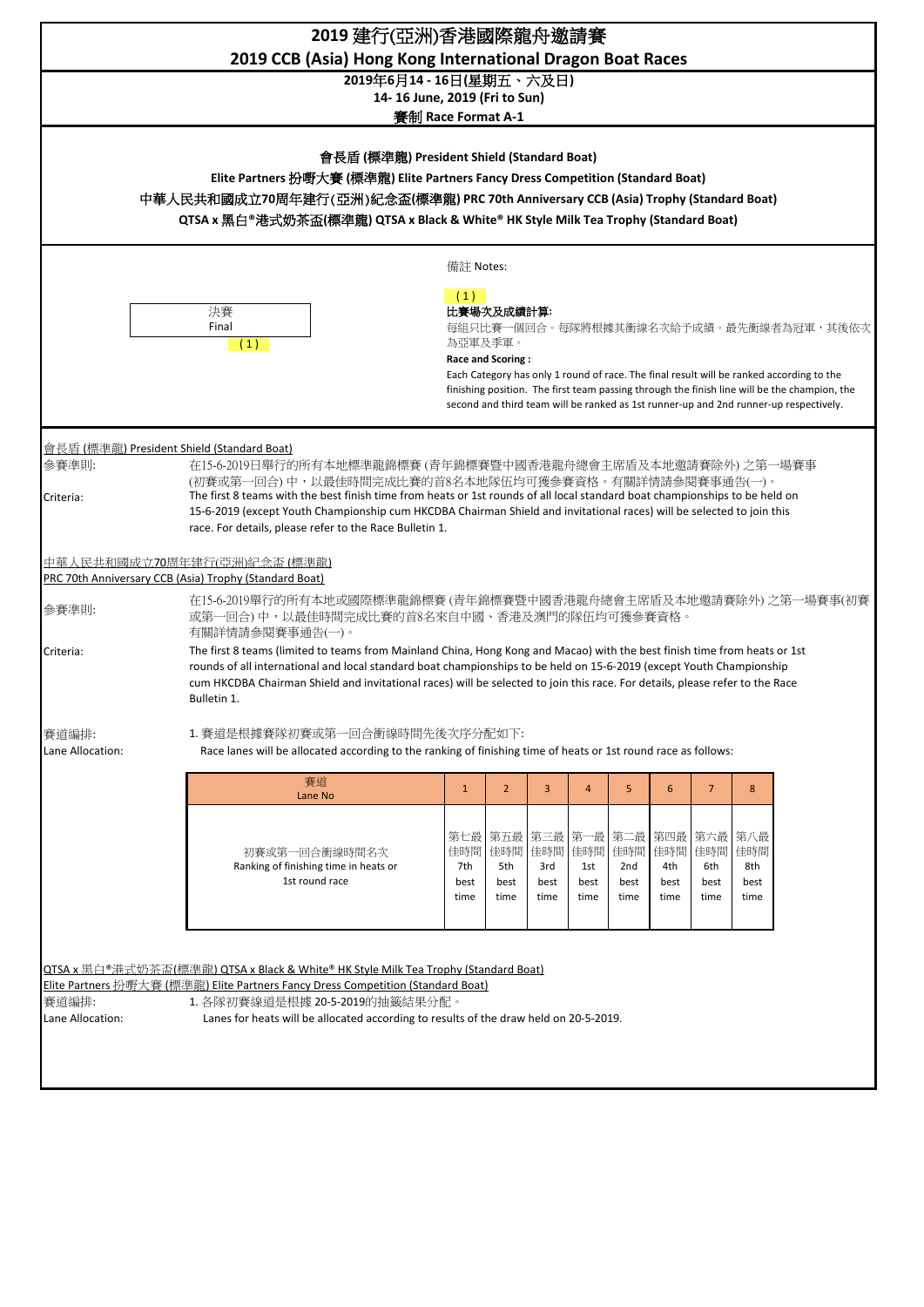# 2019 建行(亞洲)香港國際龍舟邀請賽
# 2019 CCB (Asia) Hong Kong International Dragon Boat Races

**2019年6月14 - 16日(星期五、六及日)**
**14- 16 June, 2019 (Fri to Sun)**
**賽制 Race Format A-1**

**會長盾 (標準龍) President Shield (Standard Boat)**
**Elite Partners 扮嘢大賽 (標準龍) Elite Partners Fancy Dress Competition (Standard Boat)**
**中華人民共和國成立70周年建行(亞洲)紀念盃(標準龍) PRC 70th Anniversary CCB (Asia) Trophy (Standard Boat)**
**QTSA x 黑白®港式奶茶盃(標準龍) QTSA x Black & White® HK Style Milk Tea Trophy (Standard Boat)**

決賽
Final
( 1 )

備註 Notes:

( 1 )
**比賽場次及成績計算:**
每組只比賽一個回合。每隊將根據其衝線名次給予成績。最先衝線者為冠軍，其後依次為亞軍及季軍。

**Race and Scoring :**
Each Category has only 1 round of race. The final result will be ranked according to the finishing position. The first team passing through the finish line will be the champion, the second and third team will be ranked as 1st runner-up and 2nd runner-up respectively.

<u>會長盾 (標準龍) President Shield (Standard Boat)</u>

參賽準則: 在15-6-2019日舉行的所有本地標準龍錦標賽 (青年錦標賽暨中國香港龍舟總會主席盾及本地邀請賽除外) 之第一場賽事(初賽或第一回合) 中，以最佳時間完成比賽的首8名本地隊伍均可獲參賽資格。有關詳情請參閱賽事通告(一)。

Criteria: The first 8 teams with the best finish time from heats or 1st rounds of all local standard boat championships to be held on 15-6-2019 (except Youth Championship cum HKCDBA Chairman Shield and invitational races) will be selected to join this race. For details, please refer to the Race Bulletin 1.

<u>中華人民共和國成立70周年建行(亞洲)紀念盃 (標準龍)</u>
<u>PRC 70th Anniversary CCB (Asia) Trophy (Standard Boat)</u>

參賽準則: 在15-6-2019舉行的所有本地或國際標準龍錦標賽 (青年錦標賽暨中國香港龍舟總會主席盾及本地邀請賽除外) 之第一場賽事(初賽或第一回合) 中，以最佳時間完成比賽的首8名來自中國、香港及澳門的隊伍均可獲參賽資格。有關詳情請參閱賽事通告(一)。

Criteria: The first 8 teams (limited to teams from Mainland China, Hong Kong and Macao) with the best finish time from heats or 1st rounds of all international and local standard boat championships to be held on 15-6-2019 (except Youth Championship cum HKCDBA Chairman Shield and invitational races) will be selected to join this race. For details, please refer to the Race Bulletin 1.

賽道編排: 1. 賽道是根據賽隊初賽或第一回合衝線時間先後次序分配如下:

Lane Allocation: Race lanes will be allocated according to the ranking of finishing time of heats or 1st round race as follows:

| 賽道 Lane No | 1 | 2 | 3 | 4 | 5 | 6 | 7 | 8 |
|---|---|---|---|---|---|---|---|---|
| 初賽或第一回合衝線時間名次 Ranking of finishing time in heats or 1st round race | 第七最佳時間 7th best time | 第五最佳時間 5th best time | 第三最佳時間 3rd best time | 第一最佳時間 1st best time | 第二最佳時間 2nd best time | 第四最佳時間 4th best time | 第六最佳時間 6th best time | 第八最佳時間 8th best time |

<u>QTSA x 黑白®港式奶茶盃(標準龍) QTSA x Black & White® HK Style Milk Tea Trophy (Standard Boat)</u>
<u>Elite Partners 扮嘢大賽 (標準龍) Elite Partners Fancy Dress Competition (Standard Boat)</u>

賽道編排: 1. 各隊初賽線道是根據 20-5-2019的抽籤結果分配。

Lane Allocation: Lanes for heats will be allocated according to results of the draw held on 20-5-2019.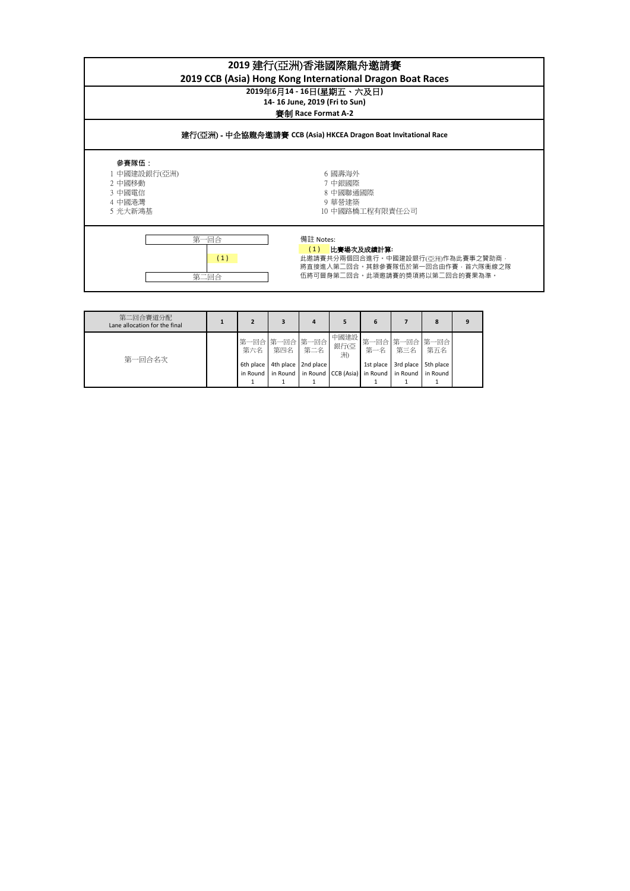# 2019 建行(亞洲)香港國際龍舟邀請賽

## 2019 CCB (Asia) Hong Kong International Dragon Boat Races

**2019年6月14 - 16日(星期五、六及日)**

**14- 16 June, 2019 (Fri to Sun)**

**賽制 Race Format A-2**

**建行(亞洲) - 中企協龍舟邀請賽 CCB (Asia) HKCEA Dragon Boat Invitational Race**

**參賽隊伍：**

1 中國建設銀行(亞洲)
2 中國移動
3 中國電信
4 中國港灣
5 光大新鴻基
6 國壽海外
7 中銀國際
8 中國聯通國際
9 華營建築
10 中國路橋工程有限責任公司

第一回合

( 1 )

第二回合

備註 Notes:

( 1 ) **比賽場次及成績計算:**

此邀請賽共分兩個回合進行，中國建設銀行(亞洲)作為此賽事之贊助商，將直接進入第二回合。其餘參賽隊伍於第一回合由作賽，首六隊衝線之隊伍將可晉身第二回合。此項邀請賽的獎項將以第二回合的賽果為準。

| 第二回合賽道分配 Lane allocation for the final | 1 | 2 | 3 | 4 | 5 | 6 | 7 | 8 | 9 |
|---|---|---|---|---|---|---|---|---|---|
| 第一回合名次 | | 第一回合第六名 6th place in Round 1 | 第一回合第四名 4th place in Round 1 | 第一回合第二名 2nd place in Round 1 | 中國建設銀行(亞洲) CCB (Asia) | 第一回合第一名 1st place in Round 1 | 第一回合第三名 3rd place in Round 1 | 第一回合第五名 5th place in Round 1 | |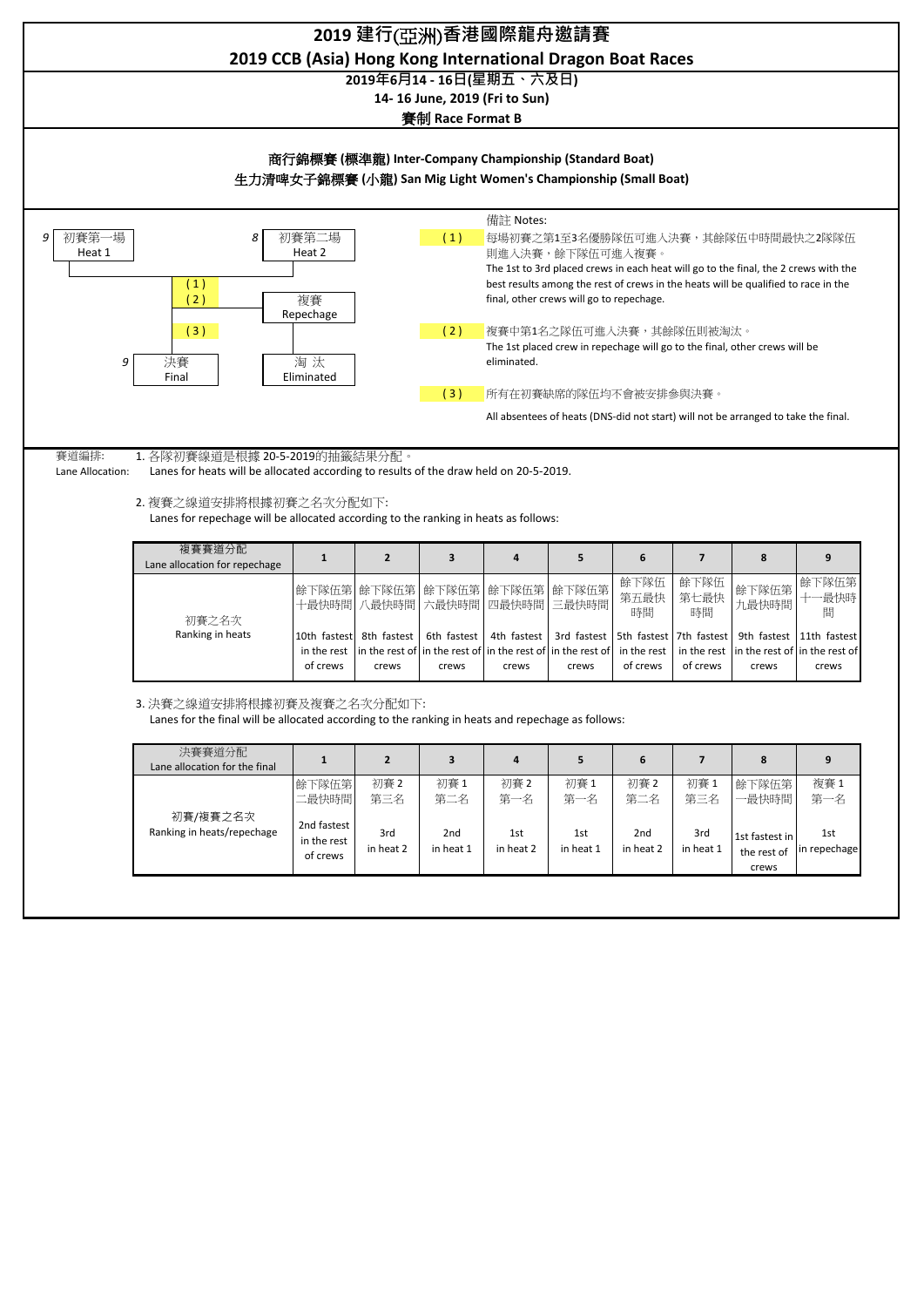# 2019 建行(亞洲)香港國際龍舟邀請賽

# 2019 CCB (Asia) Hong Kong International Dragon Boat Races

**2019年6月14 - 16日(星期五、六及日)**

**14- 16 June, 2019 (Fri to Sun)**

**賽制 Race Format B**

**商行錦標賽 (標準龍) Inter-Company Championship (Standard Boat)**

**生力清啤女子錦標賽 (小龍) San Mig Light Women's Championship (Small Boat)**

9 初賽第一場 Heat 1

8 初賽第二場 Heat 2

(1) (2) 複賽 Repechage

(3)

9 決賽 Final

淘汰 Eliminated

備註 Notes:

(1) 每場初賽之第1至3名優勝隊伍可進入決賽，其餘隊伍中時間最快之2隊隊伍則進入決賽，餘下隊伍可進入複賽。
The 1st to 3rd placed crews in each heat will go to the final, the 2 crews with the best results among the rest of crews in the heats will be qualified to race in the final, other crews will go to repechage.

(2) 複賽中第1名之隊伍可進入決賽，其餘隊伍則被淘汰。
The 1st placed crew in repechage will go to the final, other crews will be eliminated.

(3) 所有在初賽缺席的隊伍均不會被安排參與決賽。
All absentees of heats (DNS-did not start) will not be arranged to take the final.

賽道編排: Lane Allocation:

1. 各隊初賽線道是根據 20-5-2019的抽籤結果分配。
Lanes for heats will be allocated according to results of the draw held on 20-5-2019.

2. 複賽之線道安排將根據初賽之名次分配如下:
Lanes for repechage will be allocated according to the ranking in heats as follows:

| 複賽賽道分配 Lane allocation for repechage | 1 | 2 | 3 | 4 | 5 | 6 | 7 | 8 | 9 |
|---|---|---|---|---|---|---|---|---|---|
| 初賽之名次 Ranking in heats | 餘下隊伍第十最快時間 10th fastest in the rest of crews | 餘下隊伍第八最快時間 8th fastest in the rest of crews | 餘下隊伍第六最快時間 6th fastest in the rest of crews | 餘下隊伍第四最快時間 4th fastest in the rest of crews | 餘下隊伍第三最快時間 3rd fastest in the rest of crews | 餘下隊伍第五最快時間 5th fastest in the rest of crews | 餘下隊伍第七最快時間 7th fastest in the rest of crews | 餘下隊伍第九最快時間 9th fastest in the rest of crews | 餘下隊伍第十一最快時間 11th fastest in the rest of crews |

3. 決賽之線道安排將根據初賽及複賽之名次分配如下:
Lanes for the final will be allocated according to the ranking in heats and repechage as follows:

| 決賽賽道分配 Lane allocation for the final | 1 | 2 | 3 | 4 | 5 | 6 | 7 | 8 | 9 |
|---|---|---|---|---|---|---|---|---|---|
| 初賽/複賽之名次 Ranking in heats/repechage | 餘下隊伍第二最快時間 2nd fastest in the rest of crews | 初賽 2 第三名 3rd in heat 2 | 初賽 1 第二名 2nd in heat 1 | 初賽 2 第一名 1st in heat 2 | 初賽 1 第一名 1st in heat 1 | 初賽 2 第二名 2nd in heat 2 | 初賽 1 第三名 3rd in heat 1 | 餘下隊伍第一最快時間 1st fastest in the rest of crews | 複賽 1 第一名 1st in repechage |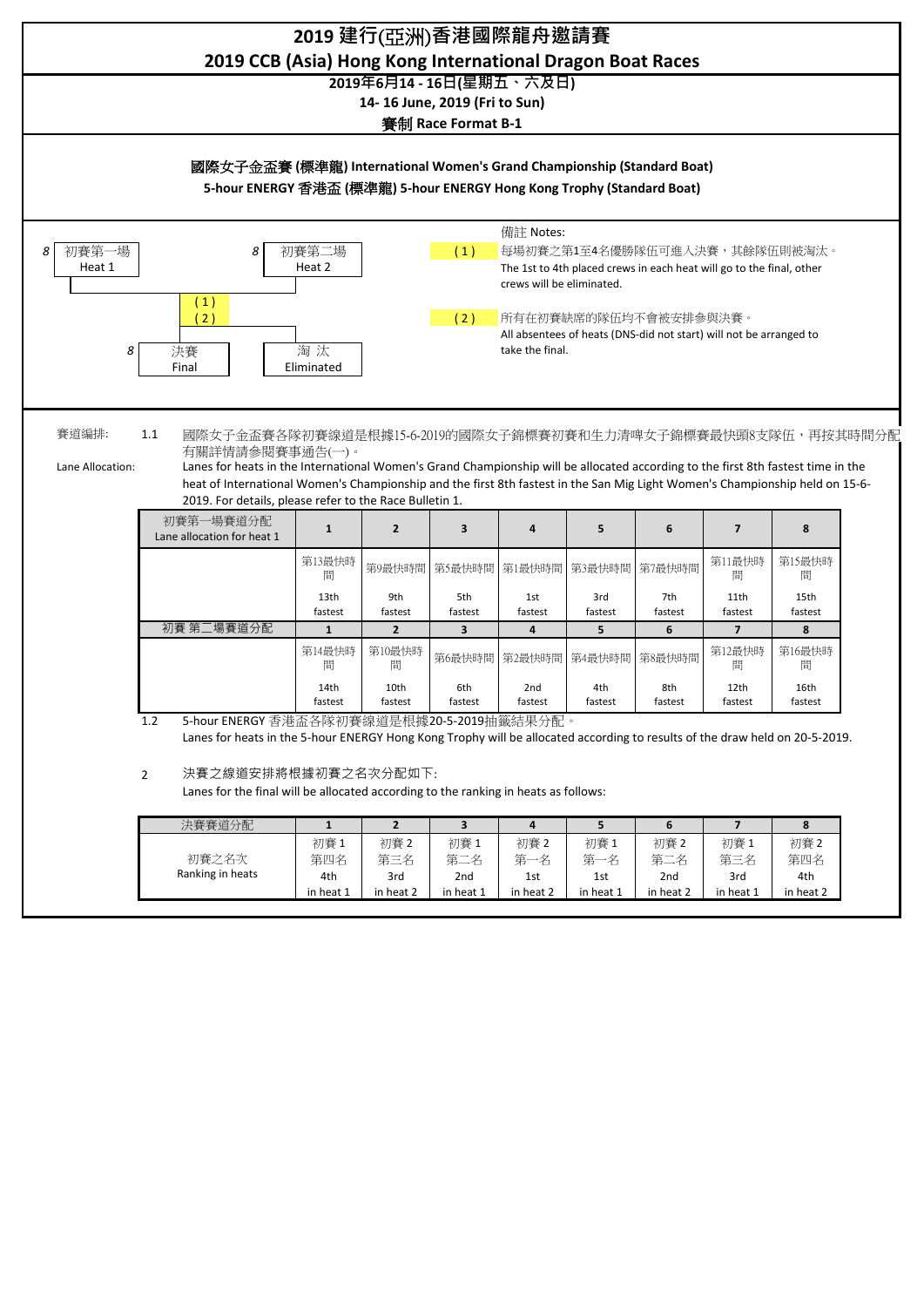# 2019 建行(亞洲)香港國際龍舟邀請賽

# 2019 CCB (Asia) Hong Kong International Dragon Boat Races

**2019年6月14 - 16日(星期五、六及日)**

**14- 16 June, 2019 (Fri to Sun)**

**賽制 Race Format B-1**

**國際女子金盃賽 (標準龍) International Women's Grand Championship (Standard Boat)**

**5-hour ENERGY 香港盃 (標準龍) 5-hour ENERGY Hong Kong Trophy (Standard Boat)**

8 初賽第一場 Heat 1

8 初賽第二場 Heat 2

( 1 )
( 2 )

8 決賽 Final

淘 汰 Eliminated

備註 Notes:

( 1 ) 每場初賽之第1至4名優勝隊伍可進入決賽，其餘隊伍則被淘汰。
The 1st to 4th placed crews in each heat will go to the final, other crews will be eliminated.

( 2 ) 所有在初賽缺席的隊伍均不會被安排參與決賽。
All absentees of heats (DNS-did not start) will not be arranged to take the final.

賽道編排: Lane Allocation:

1.1 國際女子金盃賽各隊初賽線道是根據15-6-2019的國際女子錦標賽初賽和生力清啤女子錦標賽最快頭8支隊伍，再按其時間分配有關詳情請參閱賽事通告(一)。
Lanes for heats in the International Women's Grand Championship will be allocated according to the first 8th fastest time in the heat of International Women's Championship and the first 8th fastest in the San Mig Light Women's Championship held on 15-6-2019. For details, please refer to the Race Bulletin 1.

| 初賽第一場賽道分配 Lane allocation for heat 1 | 1 | 2 | 3 | 4 | 5 | 6 | 7 | 8 |
|---|---|---|---|---|---|---|---|---|
| | 第13最快時間 13th fastest | 第9最快時間 9th fastest | 第5最快時間 5th fastest | 第1最快時間 1st fastest | 第3最快時間 3rd fastest | 第7最快時間 7th fastest | 第11最快時間 11th fastest | 第15最快時間 15th fastest |
| 初賽 第二場賽道分配 | 1 | 2 | 3 | 4 | 5 | 6 | 7 | 8 |
| | 第14最快時間 14th fastest | 第10最快時間 10th fastest | 第6最快時間 6th fastest | 第2最快時間 2nd fastest | 第4最快時間 4th fastest | 第8最快時間 8th fastest | 第12最快時間 12th fastest | 第16最快時間 16th fastest |

1.2 5-hour ENERGY 香港盃各隊初賽線道是根據20-5-2019抽籤結果分配。
Lanes for heats in the 5-hour ENERGY Hong Kong Trophy will be allocated according to results of the draw held on 20-5-2019.

2 決賽之線道安排將根據初賽之名次分配如下:
Lanes for the final will be allocated according to the ranking in heats as follows:

| 決賽賽道分配 | 1 | 2 | 3 | 4 | 5 | 6 | 7 | 8 |
|---|---|---|---|---|---|---|---|---|
| 初賽之名次 Ranking in heats | 初賽 1 第四名 4th in heat 1 | 初賽 2 第三名 3rd in heat 2 | 初賽 1 第二名 2nd in heat 1 | 初賽 2 第一名 1st in heat 2 | 初賽 1 第一名 1st in heat 1 | 初賽 2 第二名 2nd in heat 2 | 初賽 1 第三名 3rd in heat 1 | 初賽 2 第四名 4th in heat 2 |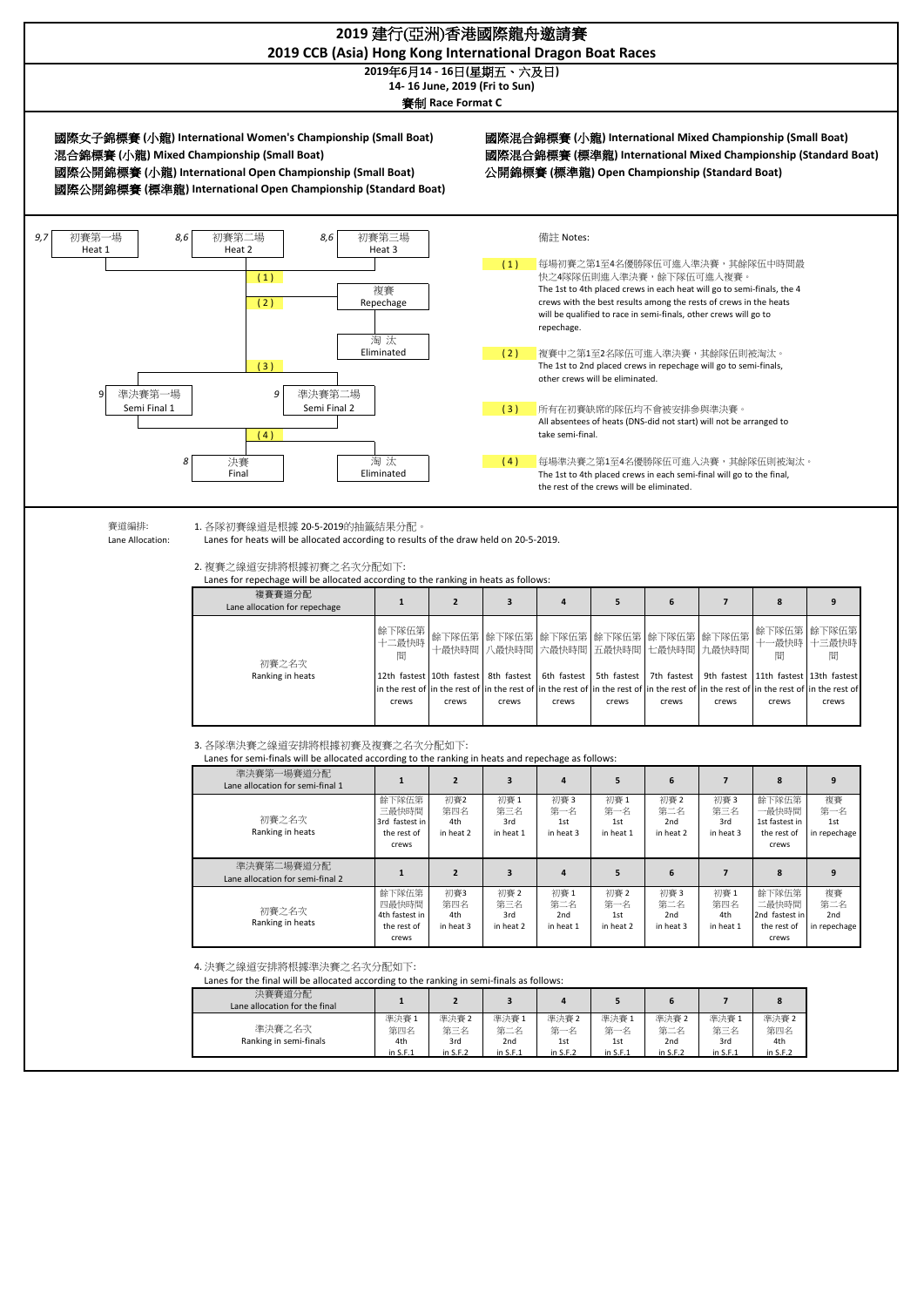# 2019 建行(亞洲)香港國際龍舟邀請賽
## 2019 CCB (Asia) Hong Kong International Dragon Boat Races

**2019年6月14 - 16日(星期五、六及日)**
**14- 16 June, 2019 (Fri to Sun)**
**賽制 Race Format C**

**國際女子錦標賽 (小龍) International Women's Championship (Small Boat)**
**混合錦標賽 (小龍) Mixed Championship (Small Boat)**
**國際公開錦標賽 (小龍) International Open Championship (Small Boat)**
**國際公開錦標賽 (標準龍) International Open Championship (Standard Boat)**
**國際混合錦標賽 (小龍) International Mixed Championship (Small Boat)**
**國際混合錦標賽 (標準龍) International Mixed Championship (Standard Boat)**
**公開錦標賽 (標準龍) Open Championship (Standard Boat)**

9,7 初賽第一場 Heat 1 | 8,6 初賽第二場 Heat 2 | 8,6 初賽第三場 Heat 3

(1) → 複賽 Repechage

(2) → 淘汰 Eliminated

(3)

9 準決賽第一場 Semi Final 1 | 9 準決賽第二場 Semi Final 2

(4)

8 決賽 Final | 淘汰 Eliminated

備註 Notes:

(1) 每場初賽之第1至4名優勝隊伍可進入準決賽，其餘隊伍中時間最快之4隊隊伍則進入準決賽，餘下隊伍可進入複賽。
The 1st to 4th placed crews in each heat will go to semi-finals, the 4 crews with the best results among the rests of crews in the heats will be qualified to race in semi-finals, other crews will go to repechage.

(2) 複賽中之第1至2名隊伍可進入準決賽，其餘隊伍則被淘汰。
The 1st to 2nd placed crews in repechage will go to semi-finals, other crews will be eliminated.

(3) 所有在初賽缺席的隊伍均不會被安排參與準決賽。
All absentees of heats (DNS-did not start) will not be arranged to take semi-final.

(4) 每場準決賽之第1至4名優勝隊伍可進入決賽，其餘隊伍則被淘汰。
The 1st to 4th placed crews in each semi-final will go to the final, the rest of the crews will be eliminated.

賽道編排:
Lane Allocation:

1. 各隊初賽線道是根據 20-5-2019的抽籤結果分配。
Lanes for heats will be allocated according to results of the draw held on 20-5-2019.

2. 複賽之線道安排將根據初賽之名次分配如下:
Lanes for repechage will be allocated according to the ranking in heats as follows:

| 複賽賽道分配 Lane allocation for repechage | 1 | 2 | 3 | 4 | 5 | 6 | 7 | 8 | 9 |
|---|---|---|---|---|---|---|---|---|---|
| 初賽之名次 Ranking in heats | 餘下隊伍第十二最快時間 12th fastest in the rest of crews | 餘下隊伍第十最快時間 10th fastest in the rest of crews | 餘下隊伍第八最快時間 8th fastest in the rest of crews | 餘下隊伍第六最快時間 6th fastest in the rest of crews | 餘下隊伍第五最快時間 5th fastest in the rest of crews | 餘下隊伍第七最快時間 7th fastest in the rest of crews | 餘下隊伍第九最快時間 9th fastest in the rest of crews | 餘下隊伍第十一最快時間 11th fastest in the rest of crews | 餘下隊伍第十三最快時間 13th fastest in the rest of crews |

3. 各隊準決賽之線道安排將根據初賽及複賽之名次分配如下:
Lanes for semi-finals will be allocated according to the ranking in heats and repechage as follows:

| 準決賽第一場賽道分配 Lane allocation for semi-final 1 | 1 | 2 | 3 | 4 | 5 | 6 | 7 | 8 | 9 |
|---|---|---|---|---|---|---|---|---|---|
| 初賽之名次 Ranking in heats | 餘下隊伍第三最快時間 3rd fastest in the rest of crews | 初賽2 第四名 4th in heat 2 | 初賽 1 第三名 3rd in heat 1 | 初賽 3 第一名 1st in heat 3 | 初賽 1 第一名 1st in heat 1 | 初賽 2 第二名 2nd in heat 2 | 初賽 3 第三名 3rd in heat 3 | 餘下隊伍第一最快時間 1st fastest in the rest of crews | 複賽 第一名 1st in repechage |
| **準決賽第二場賽道分配 Lane allocation for semi-final 2** | **1** | **2** | **3** | **4** | **5** | **6** | **7** | **8** | **9** |
| 初賽之名次 Ranking in heats | 餘下隊伍第四最快時間 4th fastest in the rest of crews | 初賽3 第四名 4th in heat 3 | 初賽 2 第三名 3rd in heat 2 | 初賽 1 第二名 2nd in heat 1 | 初賽 2 第一名 1st in heat 2 | 初賽 3 第二名 2nd in heat 3 | 初賽 1 第四名 4th in heat 1 | 餘下隊伍第二最快時間 2nd fastest in the rest of crews | 複賽 第二名 2nd in repechage |

4. 決賽之線道安排將根據準決賽之名次分配如下:
Lanes for the final will be allocated according to the ranking in semi-finals as follows:

| 決賽賽道分配 Lane allocation for the final | 1 | 2 | 3 | 4 | 5 | 6 | 7 | 8 |
|---|---|---|---|---|---|---|---|---|
| 準決賽之名次 Ranking in semi-finals | 準決賽 1 第四名 4th in S.F.1 | 準決賽 2 第三名 3rd in S.F.2 | 準決賽 1 第二名 2nd in S.F.1 | 準決賽 2 第一名 1st in S.F.2 | 準決賽 1 第一名 1st in S.F.1 | 準決賽 2 第二名 2nd in S.F.2 | 準決賽 1 第三名 3rd in S.F.1 | 準決賽 2 第四名 4th in S.F.2 |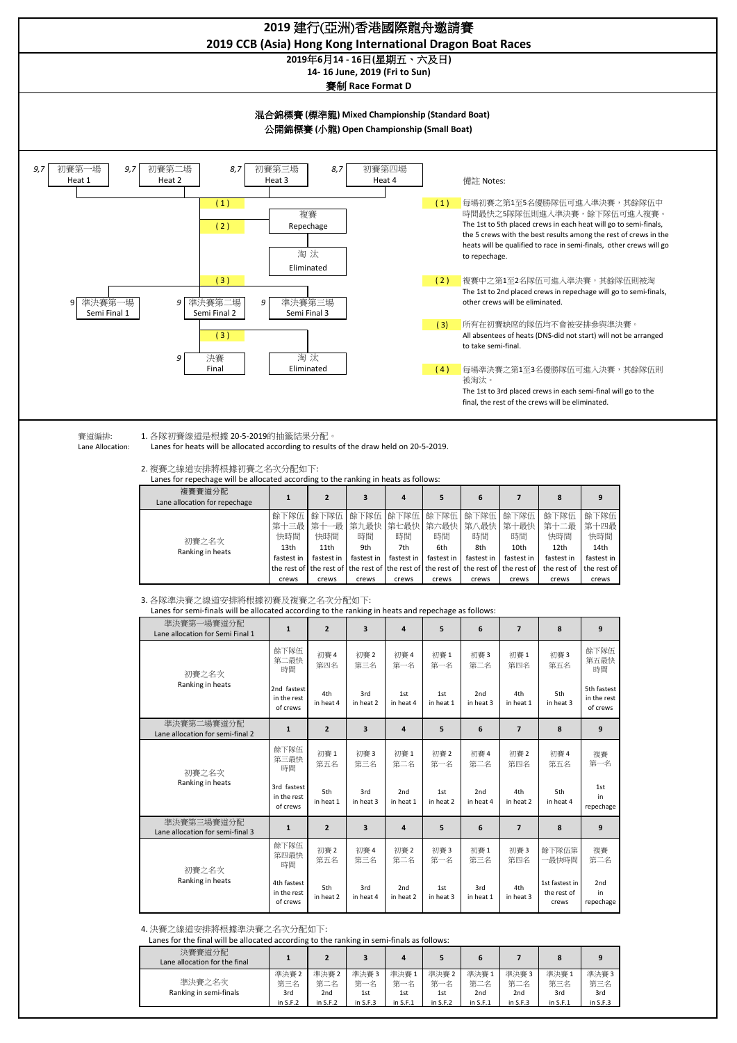# 2019 建行(亞洲)香港國際龍舟邀請賽
# 2019 CCB (Asia) Hong Kong International Dragon Boat Races

**2019年6月14 - 16日(星期五、六及日)**
**14- 16 June, 2019 (Fri to Sun)**
**賽制 Race Format D**

**混合錦標賽 (標準龍) Mixed Championship (Standard Boat)**
**公開錦標賽 (小龍) Open Championship (Small Boat)**

9,7 初賽第一場 Heat 1 | 9,7 初賽第二場 Heat 2 | 8,7 初賽第三場 Heat 3 | 8,7 初賽第四場 Heat 4

(1) → 準決賽 (Semi Finals); (2) → 複賽 Repechage → 淘汰 Eliminated

(3) → 9 準決賽第一場 Semi Final 1 | 9 準決賽第二場 Semi Final 2 | 9 準決賽第三場 Semi Final 3

(3) → 9 決賽 Final | 淘汰 Eliminated

備註 Notes:

(1) 每場初賽之第1至5名優勝隊伍可進入準決賽，其餘隊伍中時間最快之5隊隊伍則進入準決賽，餘下隊伍可進入複賽。
The 1st to 5th placed crews in each heat will go to semi-finals, the 5 crews with the best results among the rest of crews in the heats will be qualified to race in semi-finals, other crews will go to repechage.

(2) 複賽中之第1至2名隊伍可進入準決賽，其餘隊伍則被淘汰
The 1st to 2nd placed crews in repechage will go to semi-finals, other crews will be eliminated.

(3) 所有在初賽缺席的隊伍均不會被安排參與準決賽。
All absentees of heats (DNS-did not start) will not be arranged to take semi-final.

(4) 每場準決賽之第1至3名優勝隊伍可進入決賽，其餘隊伍則被淘汰。
The 1st to 3rd placed crews in each semi-final will go to the final, the rest of the crews will be eliminated.

賽道编排:
Lane Allocation:

1. 各隊初賽線道是根據 20-5-2019的抽籤結果分配。
Lanes for heats will be allocated according to results of the draw held on 20-5-2019.

2. 複賽之線道安排將根據初賽之名次分配如下:
Lanes for repechage will be allocated according to the ranking in heats as follows:

| 複賽賽道分配 Lane allocation for repechage | 1 | 2 | 3 | 4 | 5 | 6 | 7 | 8 | 9 |
|---|---|---|---|---|---|---|---|---|---|
| 初賽之名次 Ranking in heats | 餘下隊伍第十三最快時間 13th fastest in the rest of crews | 餘下隊伍第十一最快時間 11th fastest in the rest of crews | 餘下隊伍第九最快時間 9th fastest in the rest of crews | 餘下隊伍第七最快時間 7th fastest in the rest of crews | 餘下隊伍第六最快時間 6th fastest in the rest of crews | 餘下隊伍第八最快時間 8th fastest in the rest of crews | 餘下隊伍第十最快時間 10th fastest in the rest of crews | 餘下隊伍第十二最快時間 12th fastest in the rest of crews | 餘下隊伍第十四最快時間 14th fastest in the rest of crews |

3. 各隊準決賽之線道安排將根據初賽及複賽之名次分配如下:
Lanes for semi-finals will be allocated according to the ranking in heats and repechage as follows:

| 準決賽第一場賽道分配 Lane allocation for Semi Final 1 | 1 | 2 | 3 | 4 | 5 | 6 | 7 | 8 | 9 |
|---|---|---|---|---|---|---|---|---|---|
| 初賽之名次 Ranking in heats | 餘下隊伍第二最快時間 2nd fastest in the rest of crews | 初賽 4 第四名 4th in heat 4 | 初賽 2 第三名 3rd in heat 2 | 初賽 4 第一名 1st in heat 4 | 初賽 1 第一名 1st in heat 1 | 初賽 3 第二名 2nd in heat 3 | 初賽 1 第四名 4th in heat 1 | 初賽 3 第五名 5th in heat 3 | 餘下隊伍第五最快時間 5th fastest in the rest of crews |
| **準決賽第二場賽道分配 Lane allocation for semi-final 2** | **1** | **2** | **3** | **4** | **5** | **6** | **7** | **8** | **9** |
| 初賽之名次 Ranking in heats | 餘下隊伍第三最快時間 3rd fastest in the rest of crews | 初賽 1 第五名 5th in heat 1 | 初賽 3 第三名 3rd in heat 3 | 初賽 1 第二名 2nd in heat 1 | 初賽 2 第一名 1st in heat 2 | 初賽 4 第二名 2nd in heat 4 | 初賽 2 第四名 4th in heat 2 | 初賽 4 第五名 5th in heat 4 | 複賽第一名 1st in repechage |
| **準決賽第三場賽道分配 Lane allocation for semi-final 3** | **1** | **2** | **3** | **4** | **5** | **6** | **7** | **8** | **9** |
| 初賽之名次 Ranking in heats | 餘下隊伍第四最快時間 4th fastest in the rest of crews | 初賽 2 第五名 5th in heat 2 | 初賽 4 第三名 3rd in heat 4 | 初賽 2 第二名 2nd in heat 2 | 初賽 3 第一名 1st in heat 3 | 初賽 1 第三名 3rd in heat 1 | 初賽 3 第四名 4th in heat 3 | 餘下隊伍第一最快時間 1st fastest in the rest of crews | 複賽第二名 2nd in repechage |

4. 決賽之線道安排將根據準決賽之名次分配如下:
Lanes for the final will be allocated according to the ranking in semi-finals as follows:

| 決賽賽道分配 Lane allocation for the final | 1 | 2 | 3 | 4 | 5 | 6 | 7 | 8 | 9 |
|---|---|---|---|---|---|---|---|---|---|
| 準決賽之名次 Ranking in semi-finals | 準決賽 2 第三名 3rd in S.F.2 | 準決賽 2 第二名 2nd in S.F.2 | 準決賽 3 第一名 1st in S.F.3 | 準決賽 1 第一名 1st in S.F.1 | 準決賽 2 第一名 1st in S.F.2 | 準決賽 1 第二名 2nd in S.F.1 | 準決賽 3 第二名 2nd in S.F.3 | 準決賽 1 第三名 3rd in S.F.1 | 準決賽 3 第三名 3rd in S.F.3 |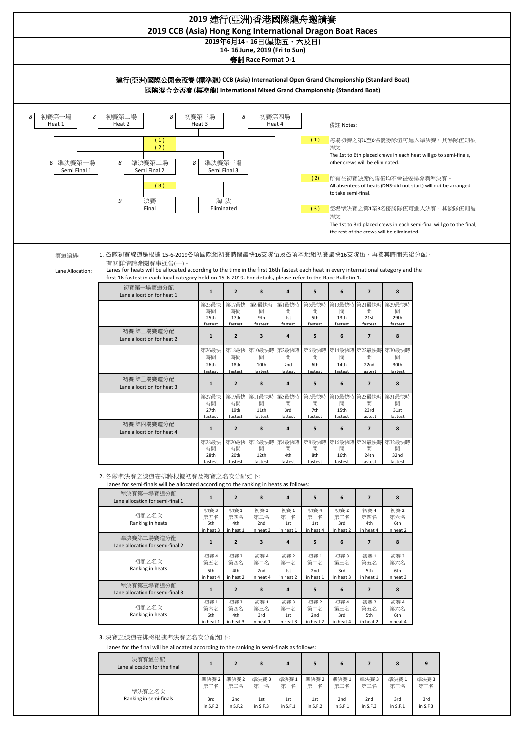# 2019 建行(亞洲)香港國際龍舟邀請賽

# 2019 CCB (Asia) Hong Kong International Dragon Boat Races

**2019年6月14 - 16日(星期五、六及日)**

**14- 16 June, 2019 (Fri to Sun)**

**賽制 Race Format D-1**

**建行(亞洲)國際公開金盃賽 (標準龍) CCB (Asia) International Open Grand Championship (Standard Boat)**

**國際混合金盃賽 (標準龍) International Mixed Grand Championship (Standard Boat)**

8 初賽第一場 Heat 1
8 初賽第二場 Heat 2
8 初賽第三場 Heat 3
8 初賽第四場 Heat 4

(1)
(2)

8 準決賽第一場 Semi Final 1
8 準決賽第二場 Semi Final 2
8 準決賽第三場 Semi Final 3

(3)

9 決賽 Final
淘 汰 Eliminated

備註 Notes:

(1) 每場初賽之第1至6名優勝隊伍可進入準決賽，其餘隊伍則被淘汰。
The 1st to 6th placed crews in each heat will go to semi-finals, other crews will be eliminated.

(2) 所有在初賽缺席的隊伍均不會被安排參與準決賽。
All absentees of heats (DNS-did not start) will not be arranged to take semi-final.

(3) 每場準決賽之第1至3名優勝隊伍可進入決賽，其餘隊伍則被淘汰。
The 1st to 3rd placed crews in each semi-final will go to the final, the rest of the crews will be eliminated.

賽道编排:

Lane Allocation:

1. 各隊初賽線道是根據 15-6-2019各項國際組初賽時間最快16支隊伍及各項本地組初賽最快16支隊伍，再按其時間先後分配。
有關詳情請參閱賽事通告(一)。
Lanes for heats will be allocated according to the time in the first 16th fastest each heat in every international category and the first 16 fastest in each local category held on 15-6-2019. For details, please refer to the Race Bulletin 1.

| 初賽第一場賽道分配 Lane allocation for heat 1 | 1 | 2 | 3 | 4 | 5 | 6 | 7 | 8 |
|---|---|---|---|---|---|---|---|---|
| | 第25最快時間 25th fastest | 第17最快時間 17th fastest | 第9最快時間 9th fastest | 第1最快時間 1st fastest | 第5最快時間 5th fastest | 第13最快時間 13th fastest | 第21最快時間 21st fastest | 第29最快時間 29th fastest |
| **初賽 第二場賽道分配 Lane allocation for heat 2** | **1** | **2** | **3** | **4** | **5** | **6** | **7** | **8** |
| | 第26最快時間 26th fastest | 第18最快時間 18th fastest | 第10最快時間 10th fastest | 第2最快時間 2nd fastest | 第6最快時間 6th fastest | 第14最快時間 14th fastest | 第22最快時間 22nd fastest | 第30最快時間 30th fastest |
| **初賽 第三場賽道分配 Lane allocation for heat 3** | **1** | **2** | **3** | **4** | **5** | **6** | **7** | **8** |
| | 第27最快時間 27th fastest | 第19最快時間 19th fastest | 第11最快時間 11th fastest | 第3最快時間 3rd fastest | 第7最快時間 7th fastest | 第15最快時間 15th fastest | 第23最快時間 23rd fastest | 第31最快時間 31st fastest |
| **初賽 第四場賽道分配 Lane allocation for heat 4** | **1** | **2** | **3** | **4** | **5** | **6** | **7** | **8** |
| | 第28最快時間 28th fastest | 第20最快時間 20th fastest | 第12最快時間 12th fastest | 第4最快時間 4th fastest | 第8最快時間 8th fastest | 第16最快時間 16th fastest | 第24最快時間 24th fastest | 第32最快時間 32nd fastest |

2. 各隊準決賽之線道安排將根據初賽及複賽之名次分配如下:
Lanes for semi-finals will be allocated according to the ranking in heats as follows:

| 準決賽第一場賽道分配 Lane allocation for semi-final 1 | 1 | 2 | 3 | 4 | 5 | 6 | 7 | 8 |
|---|---|---|---|---|---|---|---|---|
| 初賽之名次 Ranking in heats | 初賽 3 第五名 5th in heat 3 | 初賽 1 第四名 4th in heat 1 | 初賽 3 第二名 2nd in heat 3 | 初賽 1 第一名 1st in heat 1 | 初賽 4 第一名 1st in heat 4 | 初賽 2 第三名 3rd in heat 2 | 初賽 4 第四名 4th in heat 4 | 初賽 2 第六名 6th in heat 2 |
| **準決賽第二場賽道分配 Lane allocation for semi-final 2** | **1** | **2** | **3** | **4** | **5** | **6** | **7** | **8** |
| 初賽之名次 Ranking in heats | 初賽 4 第五名 5th in heat 4 | 初賽 2 第四名 4th in heat 2 | 初賽 4 第二名 2nd in heat 4 | 初賽 2 第一名 1st in heat 2 | 初賽 1 第二名 2nd in heat 1 | 初賽 3 第三名 3rd in heat 3 | 初賽 1 第五名 5th in heat 1 | 初賽 3 第六名 6th in heat 3 |
| **準決賽第三場賽道分配 Lane allocation for semi-final 3** | **1** | **2** | **3** | **4** | **5** | **6** | **7** | **8** |
| 初賽之名次 Ranking in heats | 初賽 1 第六名 6th in heat 1 | 初賽 3 第四名 4th in heat 3 | 初賽 1 第三名 3rd in heat 1 | 初賽 3 第一名 1st in heat 3 | 初賽 2 第二名 2nd in heat 2 | 初賽 4 第三名 3rd in heat 4 | 初賽 2 第五名 5th in heat 2 | 初賽 4 第六名 6th in heat 4 |

3. 決賽之線道安排將根據準決賽之名次分配如下:

Lanes for the final will be allocated according to the ranking in semi-finals as follows:

| 決賽賽道分配 Lane allocation for the final | 1 | 2 | 3 | 4 | 5 | 6 | 7 | 8 | 9 |
|---|---|---|---|---|---|---|---|---|---|
| 準決賽之名次 Ranking in semi-finals | 準決賽 2 第三名 3rd in S.F.2 | 準決賽 2 第二名 2nd in S.F.2 | 準決賽 3 第一名 1st in S.F.3 | 準決賽 1 第一名 1st in S.F.1 | 準決賽 2 第一名 1st in S.F.2 | 準決賽 1 第二名 2nd in S.F.1 | 準決賽 3 第二名 2nd in S.F.3 | 準決賽 1 第三名 3rd in S.F.1 | 準決賽 3 第三名 3rd in S.F.3 |